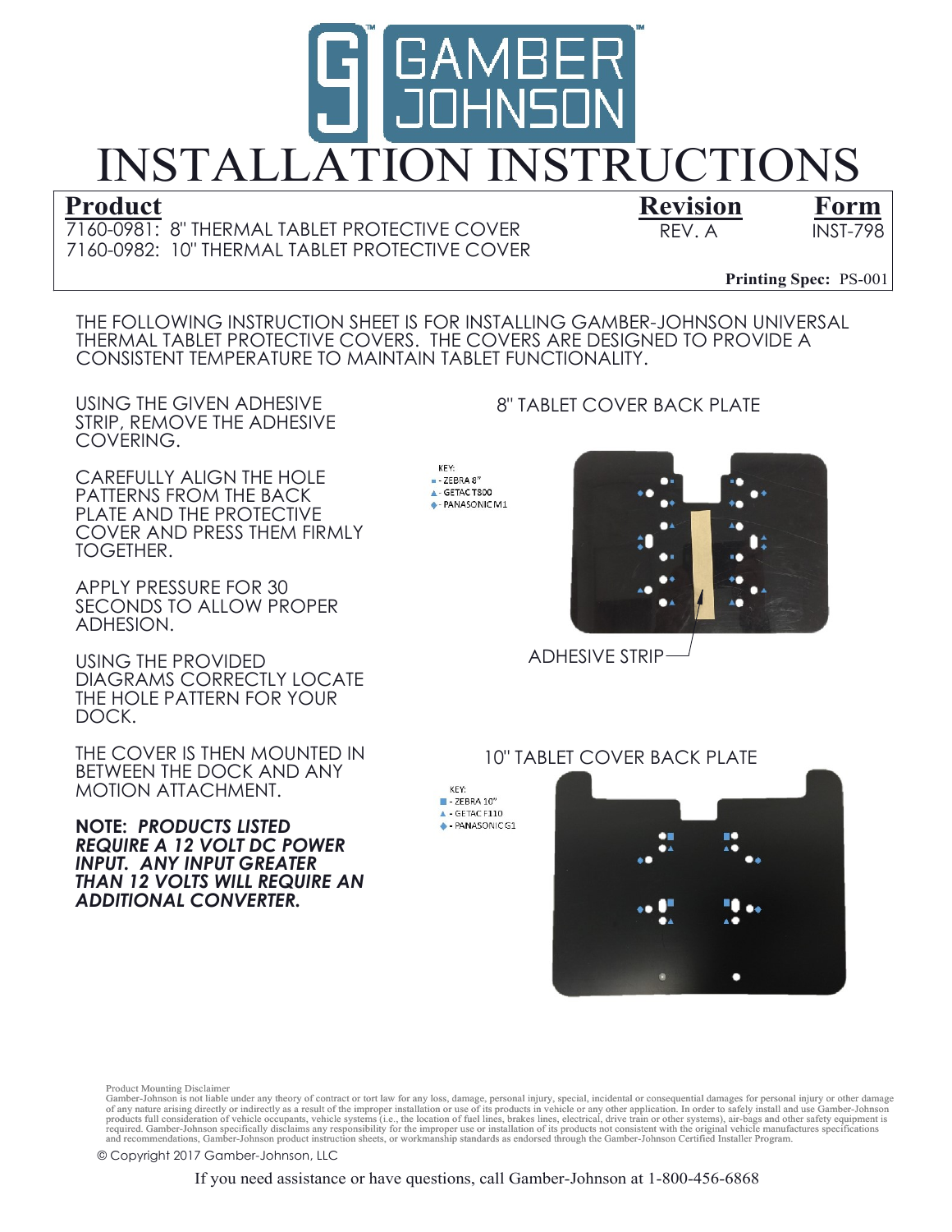# GAMBER JOHNSON

# INSTALLATION INSTRUCTIONS

| **Product** | **Revision** | **Form** |
| --- | --- | --- |
| 7160-0981: 8" THERMAL TABLET PROTECTIVE COVER<br>7160-0982: 10" THERMAL TABLET PROTECTIVE COVER | REV. A | INST-798 |

**Printing Spec:** PS-001

THE FOLLOWING INSTRUCTION SHEET IS FOR INSTALLING GAMBER-JOHNSON UNIVERSAL THERMAL TABLET PROTECTIVE COVERS. THE COVERS ARE DESIGNED TO PROVIDE A CONSISTENT TEMPERATURE TO MAINTAIN TABLET FUNCTIONALITY.

USING THE GIVEN ADHESIVE STRIP, REMOVE THE ADHESIVE COVERING.

CAREFULLY ALIGN THE HOLE PATTERNS FROM THE BACK PLATE AND THE PROTECTIVE COVER AND PRESS THEM FIRMLY TOGETHER.

APPLY PRESSURE FOR 30 SECONDS TO ALLOW PROPER ADHESION.

USING THE PROVIDED DIAGRAMS CORRECTLY LOCATE THE HOLE PATTERN FOR YOUR DOCK.

THE COVER IS THEN MOUNTED IN BETWEEN THE DOCK AND ANY MOTION ATTACHMENT.

**NOTE:** ***PRODUCTS LISTED REQUIRE A 12 VOLT DC POWER INPUT. ANY INPUT GREATER THAN 12 VOLTS WILL REQUIRE AN ADDITIONAL CONVERTER.***

8" TABLET COVER BACK PLATE

KEY:
■ - ZEBRA 8"
▲ - GETAC T800
◆ - PANASONIC M1

ADHESIVE STRIP

10" TABLET COVER BACK PLATE

KEY:
■ - ZEBRA 10"
▲ - GETAC F110
◆ - PANASONIC G1

Product Mounting Disclaimer
Gamber-Johnson is not liable under any theory of contract or tort law for any loss, damage, personal injury, special, incidental or consequential damages for personal injury or other damage of any nature arising directly or indirectly as a result of the improper installation or use of its products in vehicle or any other application. In order to safely install and use Gamber-Johnson products full consideration of vehicle occupants, vehicle systems (i.e., the location of fuel lines, brakes lines, electrical, drive train or other systems), air-bags and other safety equipment is required. Gamber-Johnson specifically disclaims any responsibility for the improper use or installation of its products not consistent with the original vehicle manufactures specifications and recommendations, Gamber-Johnson product instruction sheets, or workmanship standards as endorsed through the Gamber-Johnson Certified Installer Program.

© Copyright 2017 Gamber-Johnson, LLC

If you need assistance or have questions, call Gamber-Johnson at 1-800-456-6868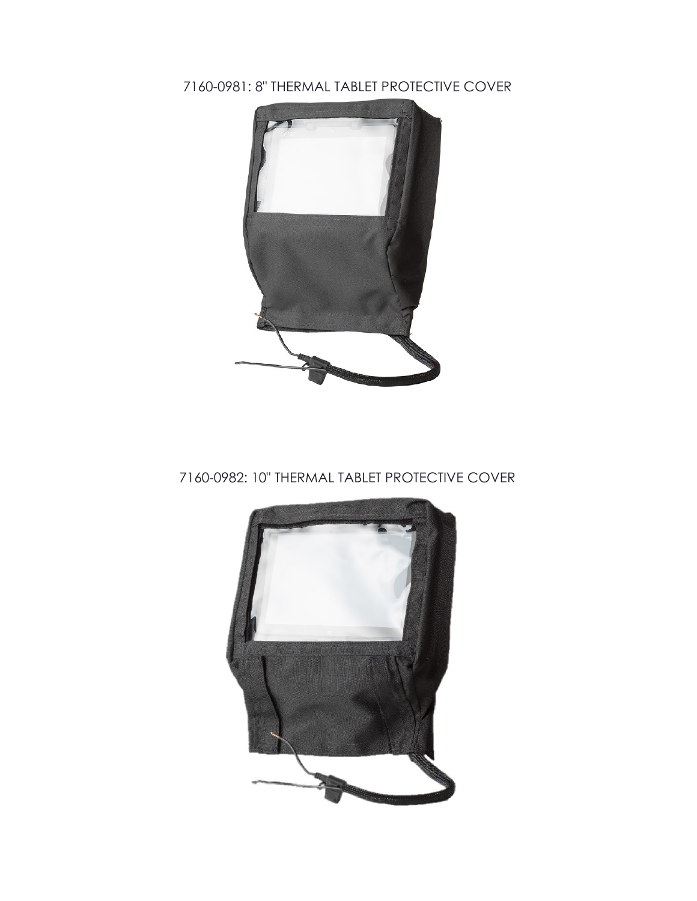7160-0981: 8" THERMAL TABLET PROTECTIVE COVER

7160-0982: 10" THERMAL TABLET PROTECTIVE COVER